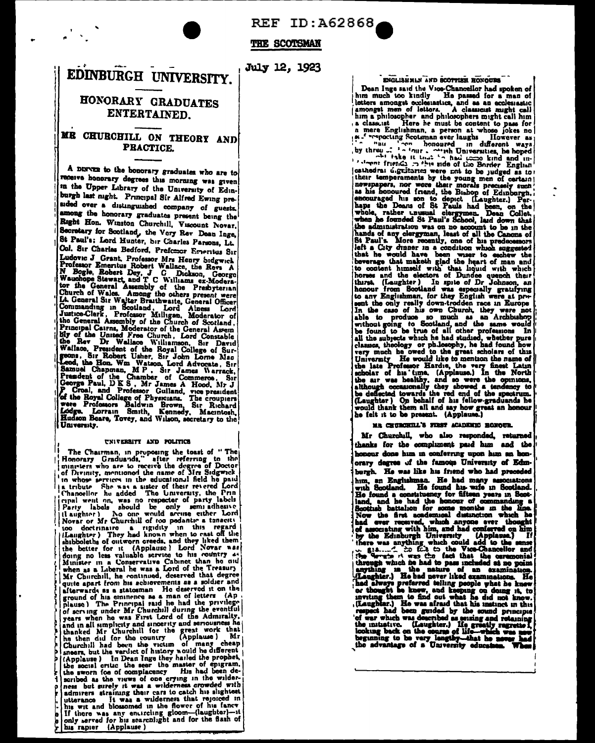THE SCOTSMAN

July 12, 1923

# EDINBURGH UNIVERSITY.

## HONORARY GRADUATES ENTERTAINED.

## MR CHURCHILL ON THEORY AND PRACTICE.

A DINNER to the honorary graduates who are to receive honorary degrees this morning was given in the Upper Library of the University of Edinburgh last night. Principal Sir Alfred Ewing presided over a distinguished company of guests, among the honorary graduates present being the Right Hon. Winston Churchill, Viscount Novar, Secretary for Scotland, the Very Rev Dean Inge, St Paul's; Lord Hunter, Sir Charles Parsons, Lt. Col. Sir Charles Bedford, Professor Emeritus Sir Ludovic J Grant, Professor Mrs Henry Sidgwick, Professor Emeritus Robert Wallace, the Revs A N Bogle, Robert Dey, J G Dickson, George Wauchope Stewart, and T C Williams ex-Moderator the General Assembly of the Presbyterian Church of Wales. Among the others present were Lt. General Sir Walter Braithwaite, General Officer Commanding in Scotland, Lord Alness Lord Justice-Clerk, Professor Milligan, Moderator of the General Assembly of the Church of Scotland, Principal Cairns, Moderator of the General Assembly of the United Free Church, Lord Constable the Rev Dr Wallace Williamson, Sir David Wallace, President of the Royal College of Surgeons, Sir Robert Usher, Sir John Lorne MacLeod, the Hon. Wm Watson, Lord Advocate, Sir Samuel Chapman, M P, Sir James Warrack, President of the Chamber of Commerce, Sir George Paul, D K S, Mr James A Hood, Mr J P Croal, and Professor Gulland, vice president of the Royal College of Physicians. The croupiers were Professors Baldwin Brown, Sir Richard Lodge, Lorrain Smith, Kennedy, Macintosh, Hudson Beare, Tovey, and Wilson, secretary to the University.

### UNIVERSITY AND POLITICS

The Chairman, in proposing the toast of "The Honorary Graduands," after referring to the ministers who are to receive the degree of Doctor of Divinity, mentioned the name of Mrs Sidgwick to whose services in the educational field he paid a tribute. She was a sister of their revered Lord Chancellor he added. The University, the Principal went on, was no respecter of party labels. Party labels should be only semi adhesive (Laughter) No one would accuse either Lord Novar or Mr Churchill of too pedantic a tenacity too doctrinaire a rigidity in this regard (Laughter) They had known when to cast off the shibboleths of outworn creeds, and they liked them the better for it (Applause) Lord Novar was doing no less valuable service to his country as Minister in a Conservative Cabinet than he did when as a Liberal he was a Lord of the Treasury Mr Churchill, he continued, deserved that degree quite apart from his achievements as a soldier and afterwards as a statesman. He deserved it on the ground of his eminence as a man of letters (Applause) The Principal said he had the privilege of serving under Mr Churchill during the eventful years when he was First Lord of the Admiralty, and in all simplicity and seriousness he thanked Mr Churchill for the great work that he then did for the country (Applause) Mr Churchill had been the victim of many cheap sneers, but the verdict of history would be different (Applause) In Dean Inge they hailed the prophet, the social critic the seer the master of epigram, the sworn foe of complacency. His had been described as the views of one crying in the wilderness but surely it was a wilderness crowded with admirers straining their ears to catch his slightest utterance. It was a wilderness that rejoiced in his wit and blossomed in the flower of his fancy. If there was any encircling gloom—(laughter)—it only served for his searchlight and for the flash of his rapier (Applause)

### ENGLISHMEN AND SCOTTISH HONOURS

Dean Inge said the Vice-Chancellor had spoken of him much too kindly. He passed for a man of letters amongst ecclesiastics, and as an ecclesiastic amongst men of letters. A classicist might call him a philosopher and philosophers might call him a classicist. Here he must be content to pass for a mere Englishman, a person at whose jokes no self-respecting Scotsman ever laughs. However as [...] been honoured in different ways by three [...] Scottish Universities, he hoped [...] take it that [...] had been kind and [...] friends on this side of the Border English cathedral dignitaries were not to be judged as to their temperaments by the young men of certain newspapers, nor were their morals precisely such as his honoured friend, the Bishop of Edinburgh, encouraged his son to depict (Laughter.) Perhaps the Deans of St Pauls had been, on the whole, rather unusual clergymen. Dean Collet, when he founded St Paul's School, laid down that the administration was on no account to be in the hands of any clergyman, least of all the Canons of St Paul's. More recently, one of his predecessors left a City dinner in a condition which suggested that he would have been wiser to eschew the beverage that maketh glad the heart of man and to content himself with that liquid with which horses and the electors of Dundee quench their thirst. (Laughter) In spite of Dr Johnson, an honour from Scotland was especially gratifying to any Englishman, for they English were at present the only really down-trodden race in Europe. In the case of his own Church, they were not able to produce so much as an Archbishop without going to Scotland, and the same would be found to be true of all other professions. In all the subjects which he had studied, whether pure classics, theology or philosophy, he had found how very much he owed to the great scholars of this University. He would like to mention the name of the late Professor Hardie, the very finest Latin scholar of his time. (Applause.) In the North the air was healthy, and so were the opinions, although occasionally they showed a tendency to be deflected towards the red end of the spectrum. (Laughter) On behalf of his fellow-graduands he would thank them all and say how great an honour he felt it to be present. (Applause.)

### MR CHURCHILL'S FIRST ACADEMIC HONOUR.

Mr Churchill, who also responded, returned thanks for the compliment paid him and the honour done him in conferring upon him an honorary degree of the famous University of Edinburgh. He was like his friend who had preceded him, an Englishman. He had many associations with Scotland. He found his wife in Scotland. He found a constituency for fifteen years in Scotland, and he had the honour of commanding a Scottish battalion for some months in the line. Now the first academical distinction which he had ever received, which anyone ever thought of associating with him, and had conferred on him by the Edinburgh University (Applause.) If there was anything which could add to the sense [...] to the Vice-Chancellor and the Senate it was the fact that the ceremonial through which he had to pass included at no point anything in the nature of an examination. (Laughter.) He had never liked examinations. He had always preferred telling people what he knew or thought he knew, and keeping on doing it, to inviting them to find out what he did not know. (Laughter.) He was afraid that his instinct in this respect had been guided by the sound principle of war which was described as seizing and retaining the initiative. (Laughter.) He greatly regretted, looking back on the course of life—which was now beginning to be very lengthy—that he never had the advantage of a University education. When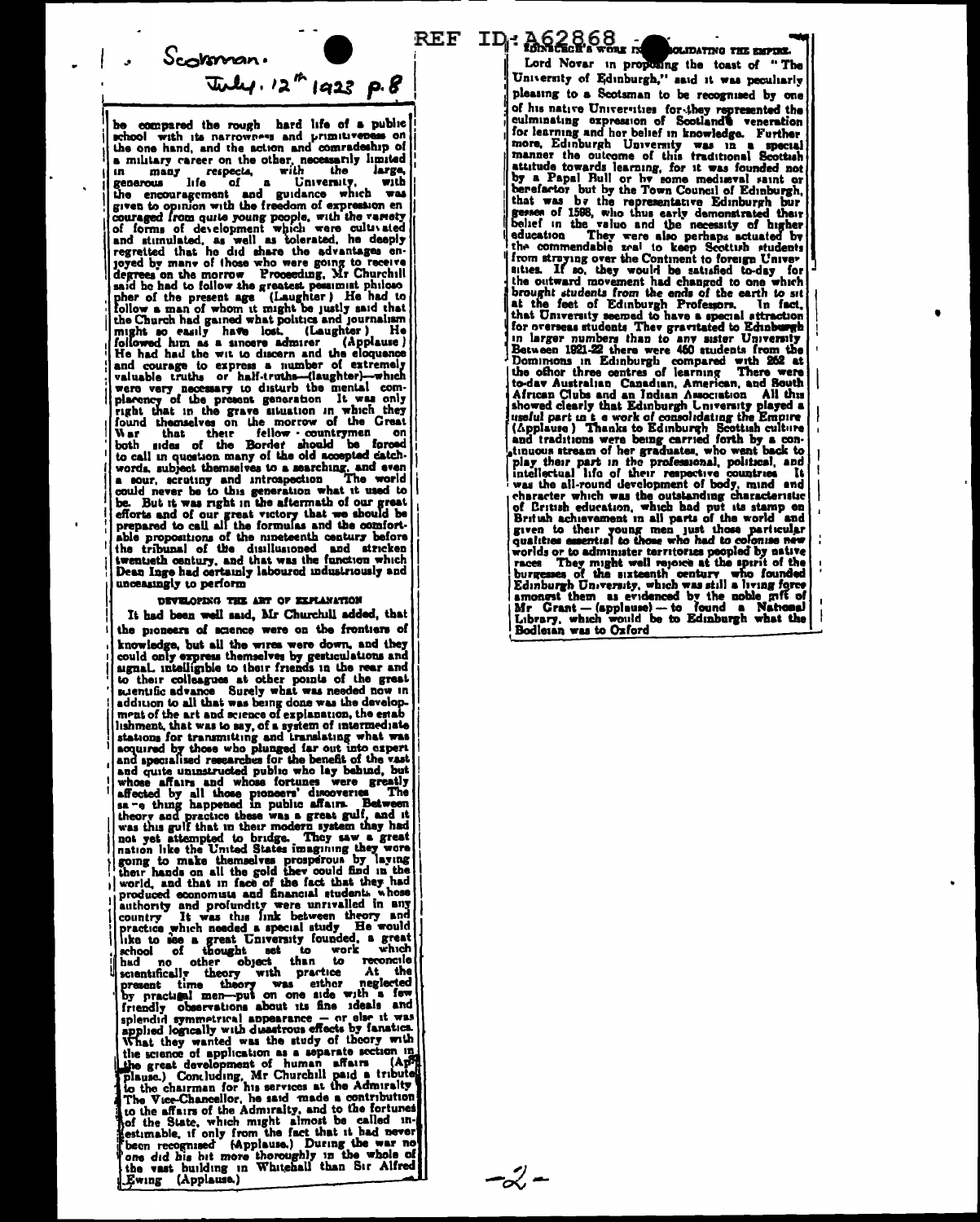Scotsman.
July. 12th 1923 p. 8

be compared the rough hard life of a public school with its narrowness and primitiveness on the one hand, and the action and comradeship of a military career on the other, necessarily limited in many respects, with the large, generous life of a University, with the encouragement and guidance which was given to opinion with the freedom of expression encouraged from quite young people, with the variety of forms of development which were cultivated and stimulated, as well as tolerated, he deeply regretted that he did share the advantages enjoyed by many of those who were going to receive degrees on the morrow. Proceeding, Mr Churchill said he had to follow the greatest pessimist philosopher of the present age. (Laughter.) He had to follow a man of whom it might be justly said that the Church had gained what politics and journalism might so easily have lost. (Laughter.) He followed him as a sincere admirer. (Applause.) He had had the wit to discern and the eloquence and courage to express a number of extremely valuable truths or half-truths—(laughter)—which were very necessary to disturb the mental complacency of the present generation. It was only right that in the grave situation in which they found themselves on the morrow of the Great War that their fellow-countrymen on both sides of the Border should be forced to call in question many of the old accepted catchwords, subject themselves to a searching, and even a sour, scrutiny and introspection. The world could never be to this generation what it used to be. But it was right in the aftermath of our great efforts and of our great victory that we should be prepared to call all the formulas and the comfortable propositions of the nineteenth century before the tribunal of the disillusioned and stricken twentieth century, and that was the function which Dean Inge had certainly laboured industriously and unceasingly to perform.

### DEVELOPING THE ART OF EXPLANATION

It had been well said, Mr Churchill added, that the pioneers of science were on the frontiers of knowledge, but all the wires were down, and they could only express themselves by gesticulations and signals intelligible to their friends in the rear and to their colleagues at other points of the great scientific advance. Surely what was needed now in addition to all that was being done was the development of the art and science of explanation, the establishment, that was to say, of a system of intermediate stations for transmitting and translating what was acquired by those who plunged far out into expert and specialised researches for the benefit of the vast and quite uninstructed public who lay behind, but whose affairs and whose fortunes were greatly affected by all those pioneers' discoveries. The same thing happened in public affairs. Between theory and practice there was a great gulf, and it was this gulf that in their modern system they had not yet attempted to bridge. They saw a great nation like the United States imagining they were going to make themselves prosperous by laying their hands on all the gold they could find in the world, and that in face of the fact that they had produced economists and financial students whose authority and profundity were unrivalled in any country. It was this link between theory and practice which needed a special study. He would like to see a great University founded, a great school of thought set to work which had no other object than to reconcile scientifically theory with practice. At the present time theory was either neglected by practical men—put on one side with a few friendly observations about its fine ideals and splendid symmetrical appearance—or else it was applied logically with disastrous effects by fanatics. What they wanted was the study of theory with the science of application as a separate section in the great development of human affairs. (Applause.) Concluding, Mr Churchill paid a tribute to the chairman for his services at the Admiralty. The Vice-Chancellor, he said, made a contribution to the affairs of the Admiralty, and to the fortunes of the State, which might almost be called inestimable, if only from the fact that it had never been recognised. (Applause.) During the war no one did his bit more thoroughly in the whole of the vast building in Whitehall than Sir Alfred Ewing. (Applause.)

REF ID: A62868

### EDINBURGH'S WORK IN CONSOLIDATING THE EMPIRE.

Lord Novar in proposing the toast of "The University of Edinburgh," said it was peculiarly pleasing to a Scotsman to be recognised by one of his native Universities for they represented the culminating expression of Scotland's veneration for learning and her belief in knowledge. Further more, Edinburgh University was in a special manner the outcome of this traditional Scottish attitude towards learning, for it was founded not by a Papal Bull or by some mediæval saint or benefactor but by the Town Council of Edinburgh, that was by the representative Edinburgh burgesses of 1583, who thus early demonstrated their belief in the value and the necessity of higher education. They were also perhaps actuated by the commendable zeal to keep Scottish students from straying over the Continent to foreign Universities. If so, they would be satisfied to-day for the outward movement had changed to one which brought students from the ends of the earth to sit at the feet of Edinburgh Professors. In fact, that University seemed to have a special attraction for overseas students. They gravitated to Edinburgh in larger numbers than to any sister University. Between 1921-22 there were 450 students from the Dominions in Edinburgh compared with 262 at the other three centres of learning. There were to-day Australian, Canadian, American, and South African Clubs and an Indian Association. All this showed clearly that Edinburgh University played a useful part in the work of consolidating the Empire. (Applause.) Thanks to Edinburgh Scottish culture and traditions were being carried forth by a continuous stream of her graduates, who went back to play their part in the professional, political, and intellectual life of their respective countries. It was the all-round development of body, mind and character which was the outstanding characteristic of British education, which had put its stamp on British achievement in all parts of the world and given to their young men just those particular qualities essential to those who had to colonise new worlds or to administer territories peopled by native races. They might well rejoice at the spirit of the burgesses of the sixteenth century who founded Edinburgh University, which was still a living force amongst them as evidenced by the noble gift of Mr Grant—(applause)—to found a National Library, which would be to Edinburgh what the Bodleian was to Oxford.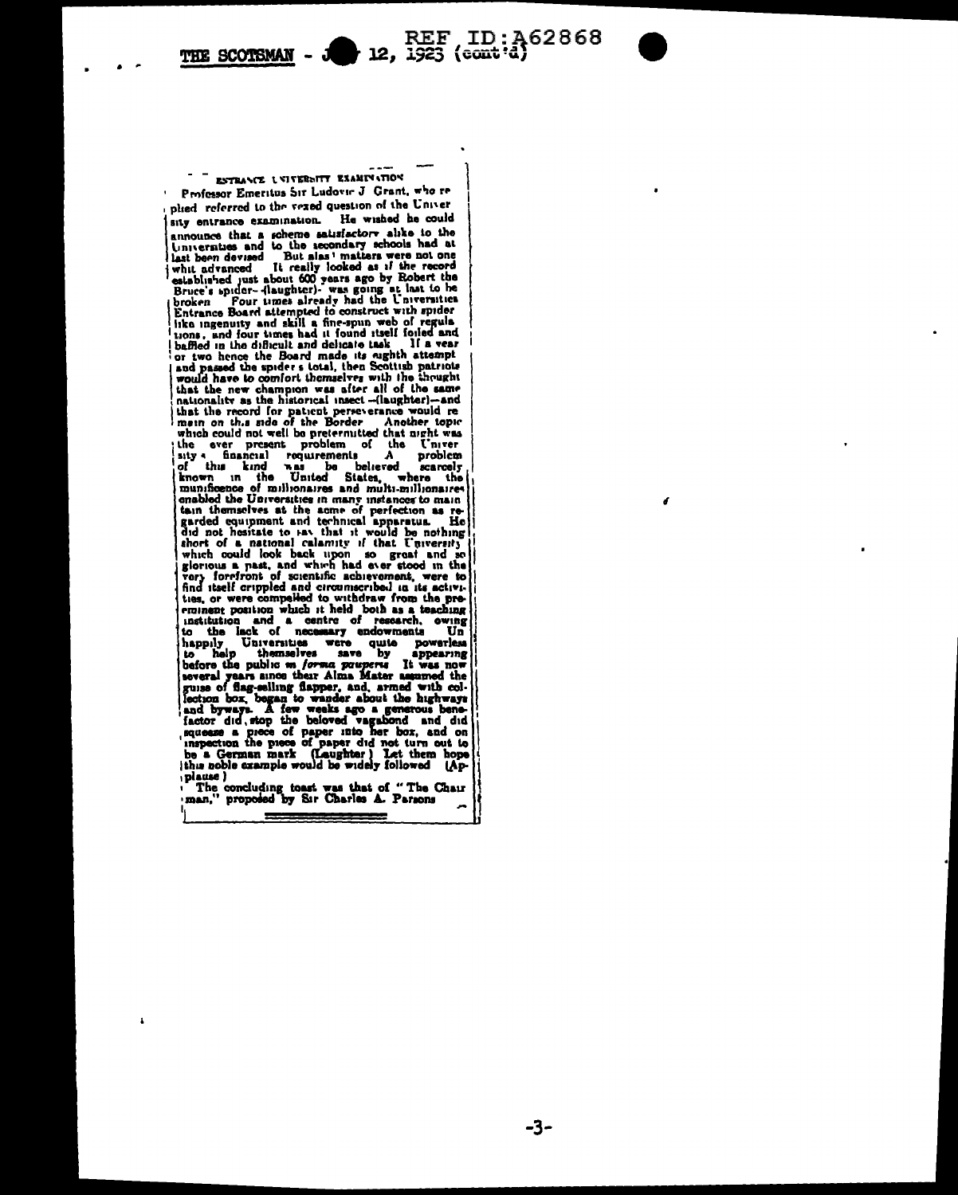THE SCOTSMAN - J 12, 1923 (cont'd)

REF ID:A62868

## ENTRANCE UNIVERSITY EXAMINATION

Professor Emeritus Sir Ludovic J Grant, who replied referred to the vexed question of the University entrance examination. He wished he could announce that a scheme satisfactory alike to the Universities and to the secondary schools had at last been devised. But alas! matters were not one whit advanced. It really looked as if the record established just about 600 years ago by Robert the Bruce's spider—(laughter)—was going at last to be broken. Four times already had the Universities Entrance Board attempted to construct with spider-like ingenuity and skill a fine-spun web of regulations, and four times had it found itself foiled and baffled in the difficult and delicate task. If a year or two hence the Board made its eighth attempt and passed the spider's total, then Scottish patriots would have to comfort themselves with the thought that the new champion was after all of the same nationality as the historical insect—(laughter)—and that the record for patient perseverance would remain on this side of the Border. Another topic which could not well be pretermitted that night was the ever present problem of the University's financial requirements. A problem of this kind was be believed scarcely known in the United States, where the munificence of millionaires and multi-millionaires enabled the Universities in many instances to maintain themselves at the acme of perfection as regarded equipment and technical apparatus. He did not hesitate to say that it would be nothing short of a national calamity if that University, which could look back upon so great and so glorious a past, and which had ever stood in the very forefront of scientific achievement, were to find itself crippled and circumscribed in its activities, or were compelled to withdraw from the preeminent position which it held both as a teaching institution and a centre of research, owing to the lack of necessary endowments. Unhappily Universities were quite powerless to help themselves save by appearing before the public *in forma pauperis*. It was now several years since their Alma Mater assumed the guise of flag-selling flapper, and, armed with collection box, began to wander about the highways and byways. A few weeks ago a generous benefactor did stop the beloved vagabond and did squeeze a piece of paper into her box, and on inspection the piece of paper did not turn out to be a German mark. (Laughter.) Let them hope this noble example would be widely followed. (Applause.)

The concluding toast was that of "The Chairman," proposed by Sir Charles A. Parsons.